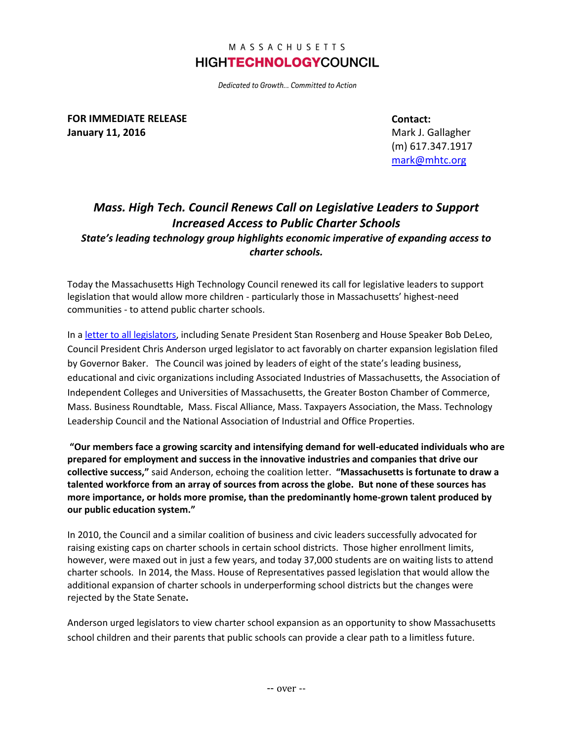MASSACHUSETTS
**HIGHTECHNOLOGYCOUNCIL**

*Dedicated to Growth… Committed to Action*

**FOR IMMEDIATE RELEASE**
**January 11, 2016**

**Contact:**
Mark J. Gallagher
(m) 617.347.1917
[mark@mhtc.org](mailto:mark@mhtc.org)

# *Mass. High Tech. Council Renews Call on Legislative Leaders to Support Increased Access to Public Charter Schools*

### *State's leading technology group highlights economic imperative of expanding access to charter schools.*

Today the Massachusetts High Technology Council renewed its call for legislative leaders to support legislation that would allow more children - particularly those in Massachusetts' highest-need communities - to attend public charter schools.

In a letter to all legislators, including Senate President Stan Rosenberg and House Speaker Bob DeLeo, Council President Chris Anderson urged legislator to act favorably on charter expansion legislation filed by Governor Baker. The Council was joined by leaders of eight of the state's leading business, educational and civic organizations including Associated Industries of Massachusetts, the Association of Independent Colleges and Universities of Massachusetts, the Greater Boston Chamber of Commerce, Mass. Business Roundtable, Mass. Fiscal Alliance, Mass. Taxpayers Association, the Mass. Technology Leadership Council and the National Association of Industrial and Office Properties.

**"Our members face a growing scarcity and intensifying demand for well-educated individuals who are prepared for employment and success in the innovative industries and companies that drive our collective success,"** said Anderson, echoing the coalition letter. **"Massachusetts is fortunate to draw a talented workforce from an array of sources from across the globe. But none of these sources has more importance, or holds more promise, than the predominantly home-grown talent produced by our public education system."**

In 2010, the Council and a similar coalition of business and civic leaders successfully advocated for raising existing caps on charter schools in certain school districts. Those higher enrollment limits, however, were maxed out in just a few years, and today 37,000 students are on waiting lists to attend charter schools. In 2014, the Mass. House of Representatives passed legislation that would allow the additional expansion of charter schools in underperforming school districts but the changes were rejected by the State Senate**.**

Anderson urged legislators to view charter school expansion as an opportunity to show Massachusetts school children and their parents that public schools can provide a clear path to a limitless future.

-- over --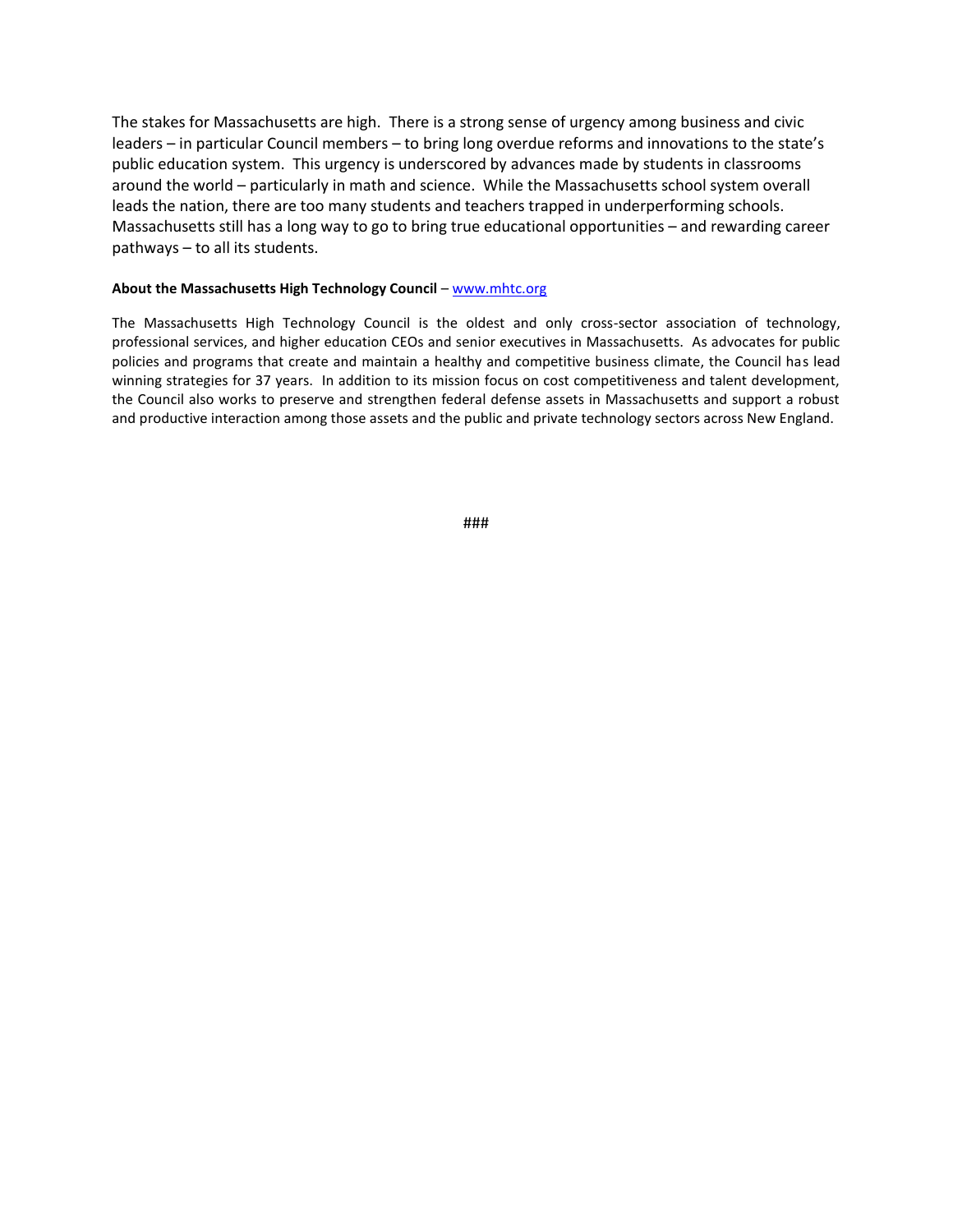The stakes for Massachusetts are high. There is a strong sense of urgency among business and civic leaders – in particular Council members – to bring long overdue reforms and innovations to the state's public education system. This urgency is underscored by advances made by students in classrooms around the world – particularly in math and science. While the Massachusetts school system overall leads the nation, there are too many students and teachers trapped in underperforming schools. Massachusetts still has a long way to go to bring true educational opportunities – and rewarding career pathways – to all its students.

**About the Massachusetts High Technology Council** – [www.mhtc.org](http://www.mhtc.org)

The Massachusetts High Technology Council is the oldest and only cross-sector association of technology, professional services, and higher education CEOs and senior executives in Massachusetts. As advocates for public policies and programs that create and maintain a healthy and competitive business climate, the Council has lead winning strategies for 37 years. In addition to its mission focus on cost competitiveness and talent development, the Council also works to preserve and strengthen federal defense assets in Massachusetts and support a robust and productive interaction among those assets and the public and private technology sectors across New England.

###